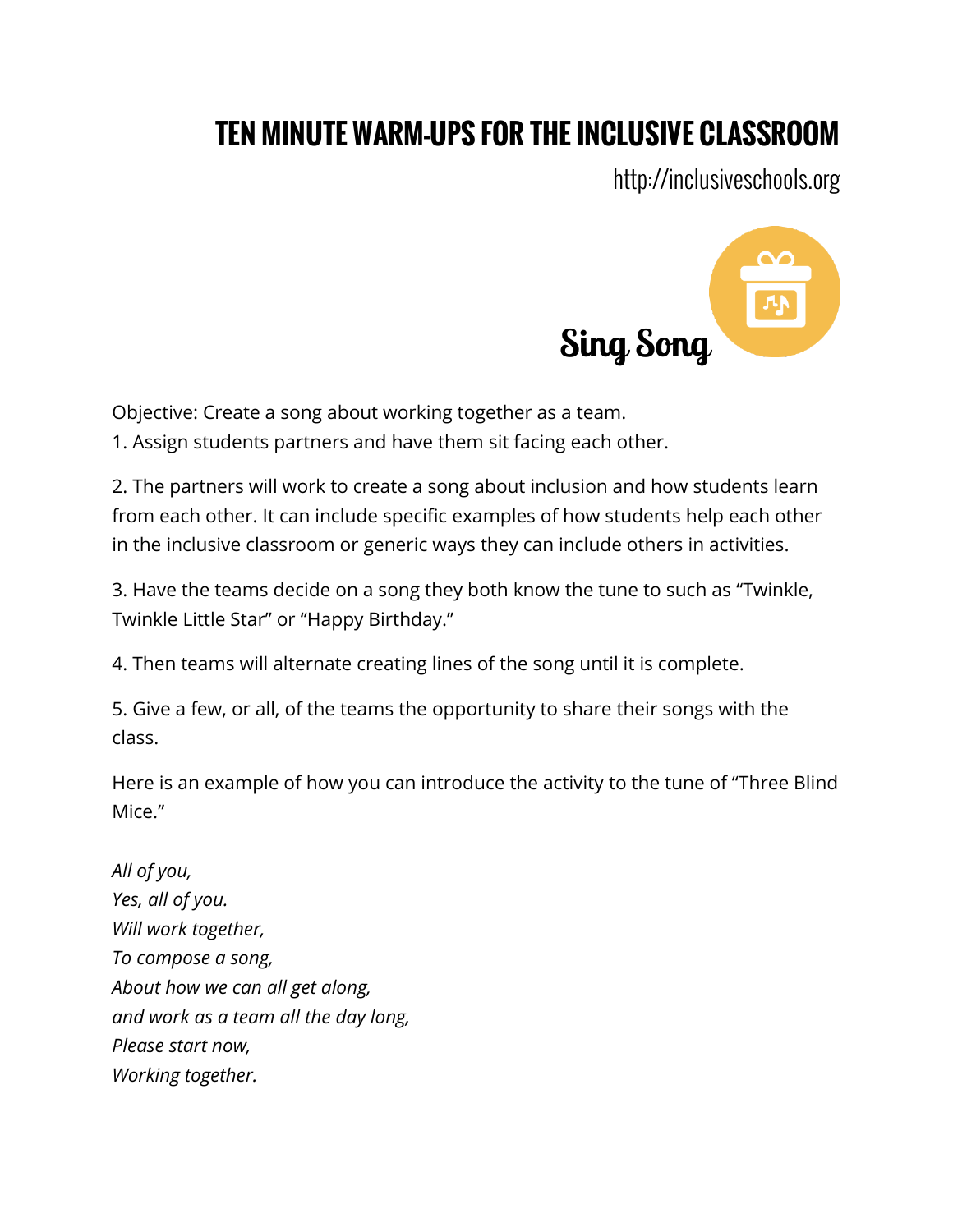# TEN MINUTE WARM-UPS FOR THE INCLUSIVE CLASSROOM

http://inclusiveschools.org

## Sing Song

Objective: Create a song about working together as a team.

1. Assign students partners and have them sit facing each other.

2. The partners will work to create a song about inclusion and how students learn from each other. It can include specific examples of how students help each other in the inclusive classroom or generic ways they can include others in activities.

3. Have the teams decide on a song they both know the tune to such as "Twinkle, Twinkle Little Star" or "Happy Birthday."

4. Then teams will alternate creating lines of the song until it is complete.

5. Give a few, or all, of the teams the opportunity to share their songs with the class.

Here is an example of how you can introduce the activity to the tune of "Three Blind Mice."

*All of you,*
*Yes, all of you.*
*Will work together,*
*To compose a song,*
*About how we can all get along,*
*and work as a team all the day long,*
*Please start now,*
*Working together.*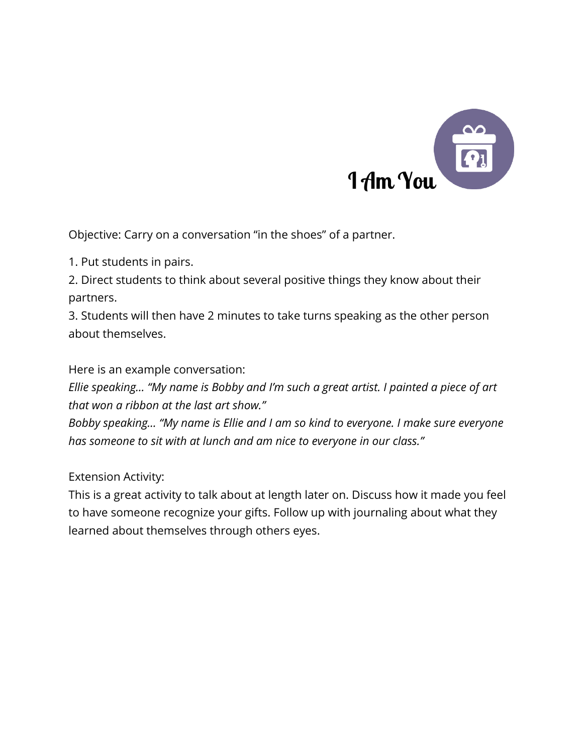# I Am You

Objective: Carry on a conversation "in the shoes" of a partner.

1. Put students in pairs.
2. Direct students to think about several positive things they know about their partners.
3. Students will then have 2 minutes to take turns speaking as the other person about themselves.

Here is an example conversation:

*Ellie speaking... "My name is Bobby and I'm such a great artist. I painted a piece of art that won a ribbon at the last art show."*

*Bobby speaking... "My name is Ellie and I am so kind to everyone. I make sure everyone has someone to sit with at lunch and am nice to everyone in our class."*

Extension Activity:

This is a great activity to talk about at length later on. Discuss how it made you feel to have someone recognize your gifts. Follow up with journaling about what they learned about themselves through others eyes.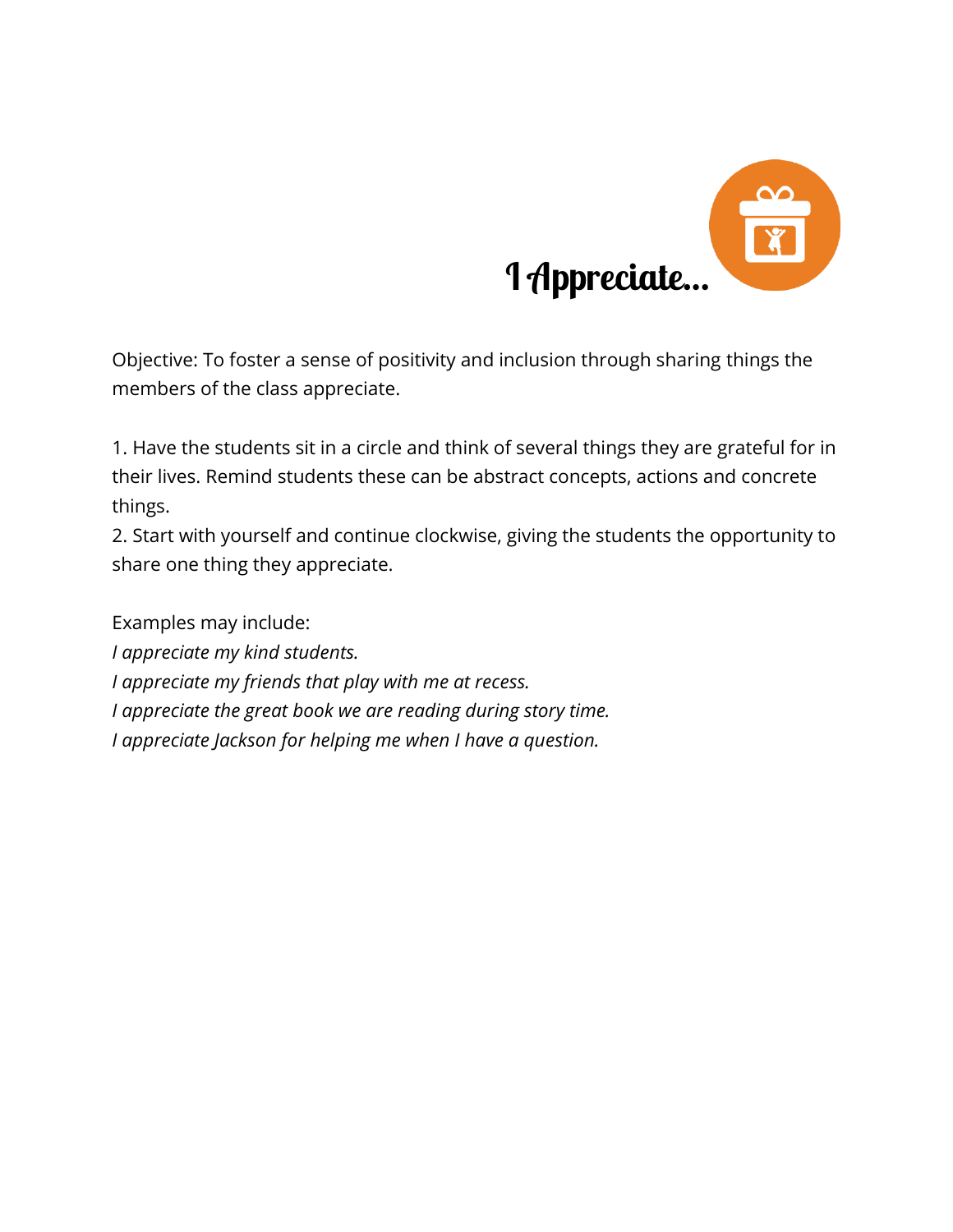# I Appreciate...

Objective: To foster a sense of positivity and inclusion through sharing things the members of the class appreciate.

1. Have the students sit in a circle and think of several things they are grateful for in their lives. Remind students these can be abstract concepts, actions and concrete things.
2. Start with yourself and continue clockwise, giving the students the opportunity to share one thing they appreciate.

Examples may include:
*I appreciate my kind students.*
*I appreciate my friends that play with me at recess.*
*I appreciate the great book we are reading during story time.*
*I appreciate Jackson for helping me when I have a question.*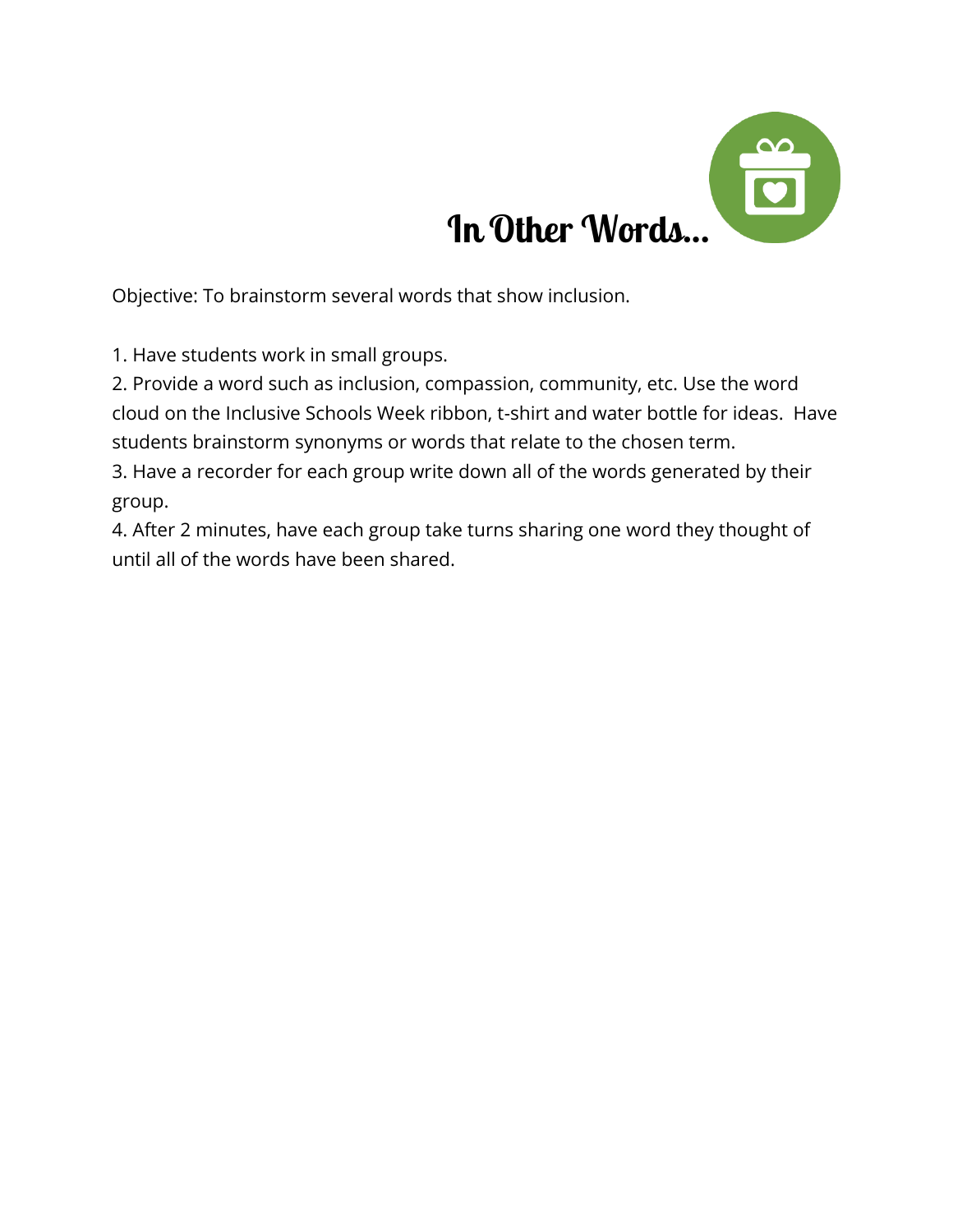# In Other Words...

Objective: To brainstorm several words that show inclusion.

1. Have students work in small groups.
2. Provide a word such as inclusion, compassion, community, etc. Use the word cloud on the Inclusive Schools Week ribbon, t-shirt and water bottle for ideas. Have students brainstorm synonyms or words that relate to the chosen term.
3. Have a recorder for each group write down all of the words generated by their group.
4. After 2 minutes, have each group take turns sharing one word they thought of until all of the words have been shared.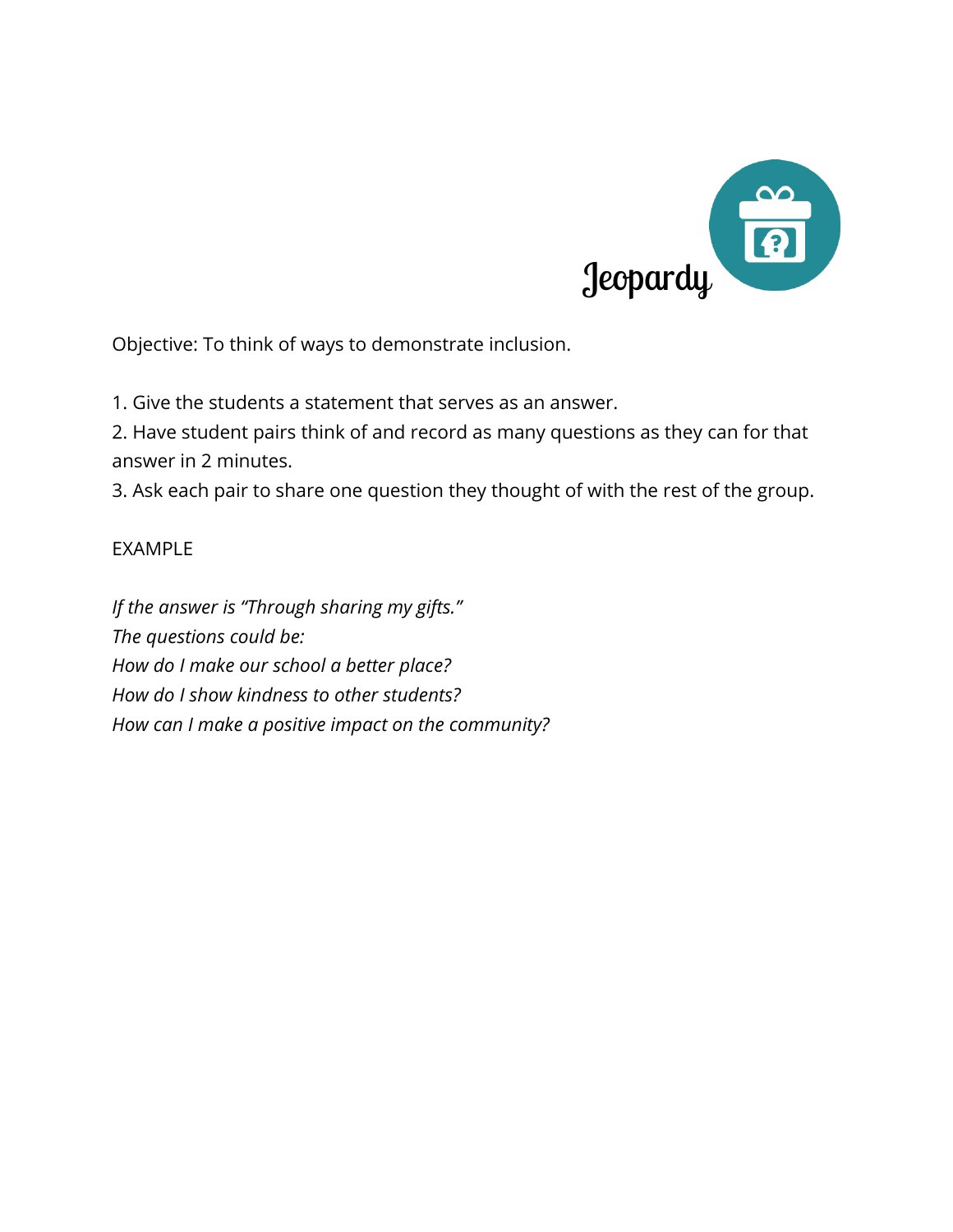# Jeopardy

Objective: To think of ways to demonstrate inclusion.

1. Give the students a statement that serves as an answer.
2. Have student pairs think of and record as many questions as they can for that answer in 2 minutes.
3. Ask each pair to share one question they thought of with the rest of the group.

EXAMPLE

*If the answer is "Through sharing my gifts."*
*The questions could be:*
*How do I make our school a better place?*
*How do I show kindness to other students?*
*How can I make a positive impact on the community?*